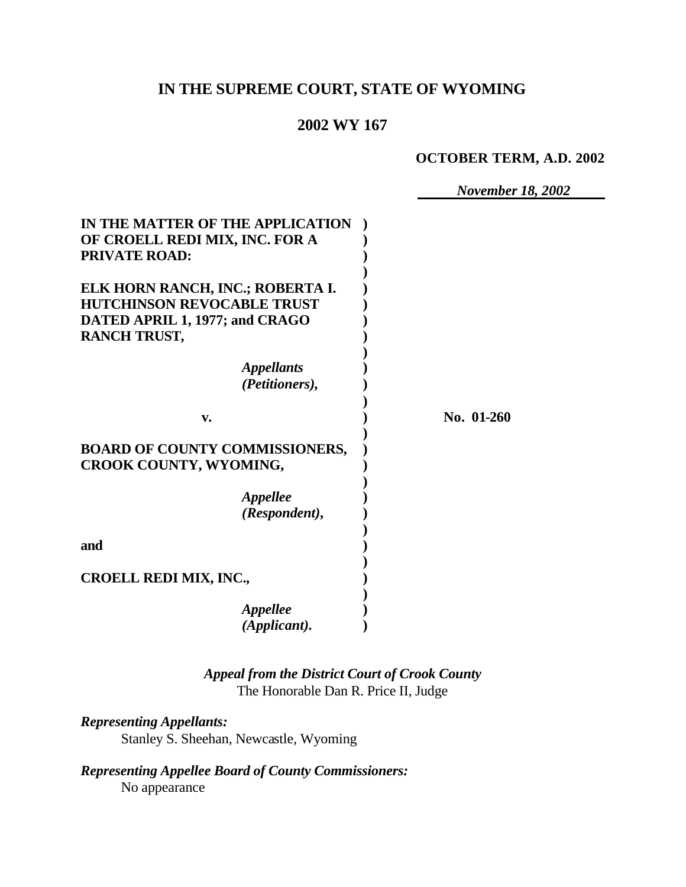# IN THE SUPREME COURT, STATE OF WYOMING

## 2002 WY 167

**OCTOBER TERM, A.D. 2002**

*November 18, 2002*

| | |
|---|---|
| **IN THE MATTER OF THE APPLICATION OF CROELL REDI MIX, INC. FOR A PRIVATE ROAD:** | |
| **ELK HORN RANCH, INC.; ROBERTA I. HUTCHINSON REVOCABLE TRUST DATED APRIL 1, 1977; and CRAGO RANCH TRUST,** | |
| ***Appellants (Petitioners),*** | |
| **v.** | **No. 01-260** |
| **BOARD OF COUNTY COMMISSIONERS, CROOK COUNTY, WYOMING,** | |
| ***Appellee (Respondent),*** | |
| **and** | |
| **CROELL REDI MIX, INC.,** | |
| ***Appellee (Applicant).*** | |

***Appeal from the District Court of Crook County***
The Honorable Dan R. Price II, Judge

***Representing Appellants:***
Stanley S. Sheehan, Newcastle, Wyoming

***Representing Appellee Board of County Commissioners:***
No appearance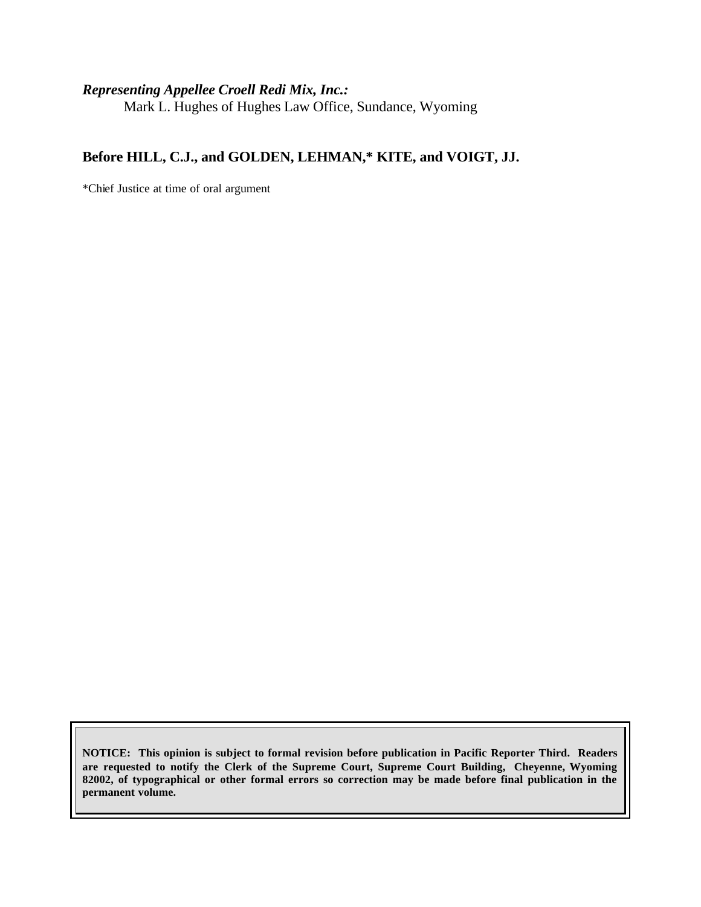***Representing Appellee Croell Redi Mix, Inc.:***
Mark L. Hughes of Hughes Law Office, Sundance, Wyoming

**Before HILL, C.J., and GOLDEN, LEHMAN,\* KITE, and VOIGT, JJ.**

\*Chief Justice at time of oral argument

**NOTICE: This opinion is subject to formal revision before publication in Pacific Reporter Third. Readers are requested to notify the Clerk of the Supreme Court, Supreme Court Building, Cheyenne, Wyoming 82002, of typographical or other formal errors so correction may be made before final publication in the permanent volume.**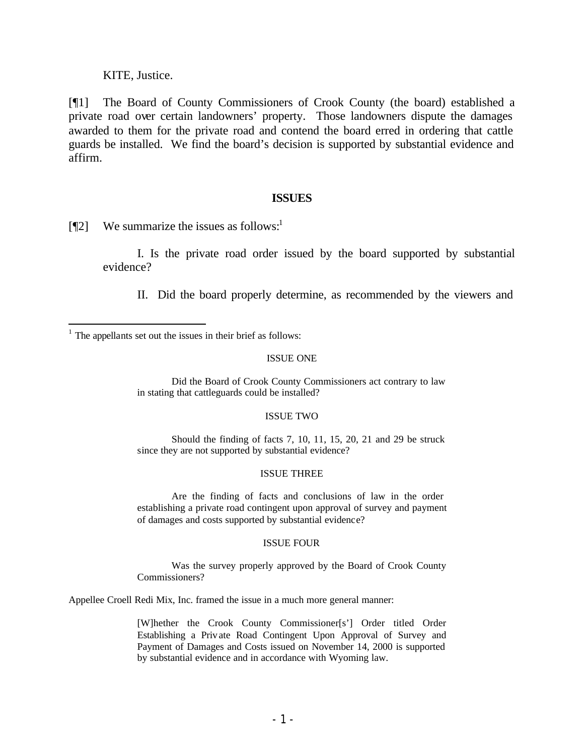KITE, Justice.

[¶1] The Board of County Commissioners of Crook County (the board) established a private road over certain landowners' property. Those landowners dispute the damages awarded to them for the private road and contend the board erred in ordering that cattle guards be installed. We find the board's decision is supported by substantial evidence and affirm.

## ISSUES

[¶2] We summarize the issues as follows:[1]

> I. Is the private road order issued by the board supported by substantial evidence?
>
> II. Did the board properly determine, as recommended by the viewers and

[1] The appellants set out the issues in their brief as follows:

> ISSUE ONE
>
> Did the Board of Crook County Commissioners act contrary to law in stating that cattleguards could be installed?
>
> ISSUE TWO
>
> Should the finding of facts 7, 10, 11, 15, 20, 21 and 29 be struck since they are not supported by substantial evidence?
>
> ISSUE THREE
>
> Are the finding of facts and conclusions of law in the order establishing a private road contingent upon approval of survey and payment of damages and costs supported by substantial evidence?
>
> ISSUE FOUR
>
> Was the survey properly approved by the Board of Crook County Commissioners?

Appellee Croell Redi Mix, Inc. framed the issue in a much more general manner:

> [W]hether the Crook County Commissioner[s'] Order titled Order Establishing a Private Road Contingent Upon Approval of Survey and Payment of Damages and Costs issued on November 14, 2000 is supported by substantial evidence and in accordance with Wyoming law.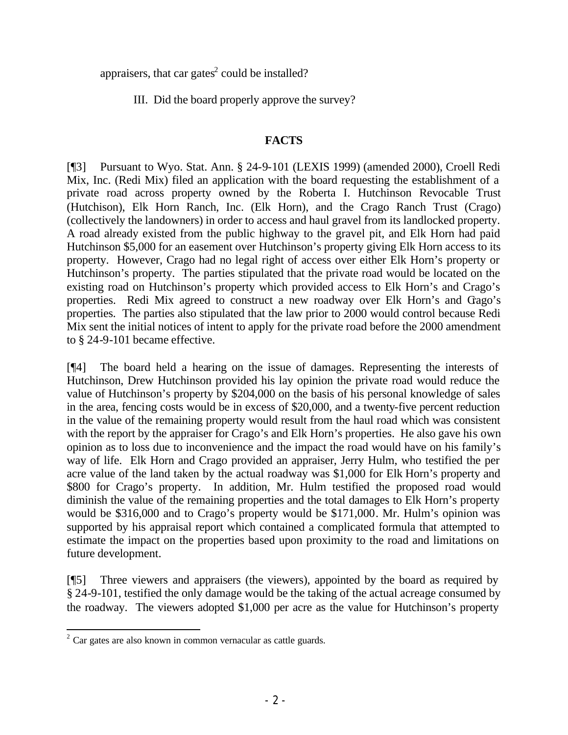appraisers, that car gates[2] could be installed?

III. Did the board properly approve the survey?

## FACTS

[¶3] Pursuant to Wyo. Stat. Ann. § 24-9-101 (LEXIS 1999) (amended 2000), Croell Redi Mix, Inc. (Redi Mix) filed an application with the board requesting the establishment of a private road across property owned by the Roberta I. Hutchinson Revocable Trust (Hutchison), Elk Horn Ranch, Inc. (Elk Horn), and the Crago Ranch Trust (Crago) (collectively the landowners) in order to access and haul gravel from its landlocked property. A road already existed from the public highway to the gravel pit, and Elk Horn had paid Hutchinson $5,000 for an easement over Hutchinson's property giving Elk Horn access to its property. However, Crago had no legal right of access over either Elk Horn's property or Hutchinson's property. The parties stipulated that the private road would be located on the existing road on Hutchinson's property which provided access to Elk Horn's and Crago's properties. Redi Mix agreed to construct a new roadway over Elk Horn's and Crago's properties. The parties also stipulated that the law prior to 2000 would control because Redi Mix sent the initial notices of intent to apply for the private road before the 2000 amendment to § 24-9-101 became effective.

[¶4] The board held a hearing on the issue of damages. Representing the interests of Hutchinson, Drew Hutchinson provided his lay opinion the private road would reduce the value of Hutchinson's property by $204,000 on the basis of his personal knowledge of sales in the area, fencing costs would be in excess of $20,000, and a twenty-five percent reduction in the value of the remaining property would result from the haul road which was consistent with the report by the appraiser for Crago's and Elk Horn's properties. He also gave his own opinion as to loss due to inconvenience and the impact the road would have on his family's way of life. Elk Horn and Crago provided an appraiser, Jerry Hulm, who testified the per acre value of the land taken by the actual roadway was $1,000 for Elk Horn's property and $800 for Crago's property. In addition, Mr. Hulm testified the proposed road would diminish the value of the remaining properties and the total damages to Elk Horn's property would be $316,000 and to Crago's property would be $171,000. Mr. Hulm's opinion was supported by his appraisal report which contained a complicated formula that attempted to estimate the impact on the properties based upon proximity to the road and limitations on future development.

[¶5] Three viewers and appraisers (the viewers), appointed by the board as required by § 24-9-101, testified the only damage would be the taking of the actual acreage consumed by the roadway. The viewers adopted $1,000 per acre as the value for Hutchinson's property

[2] Car gates are also known in common vernacular as cattle guards.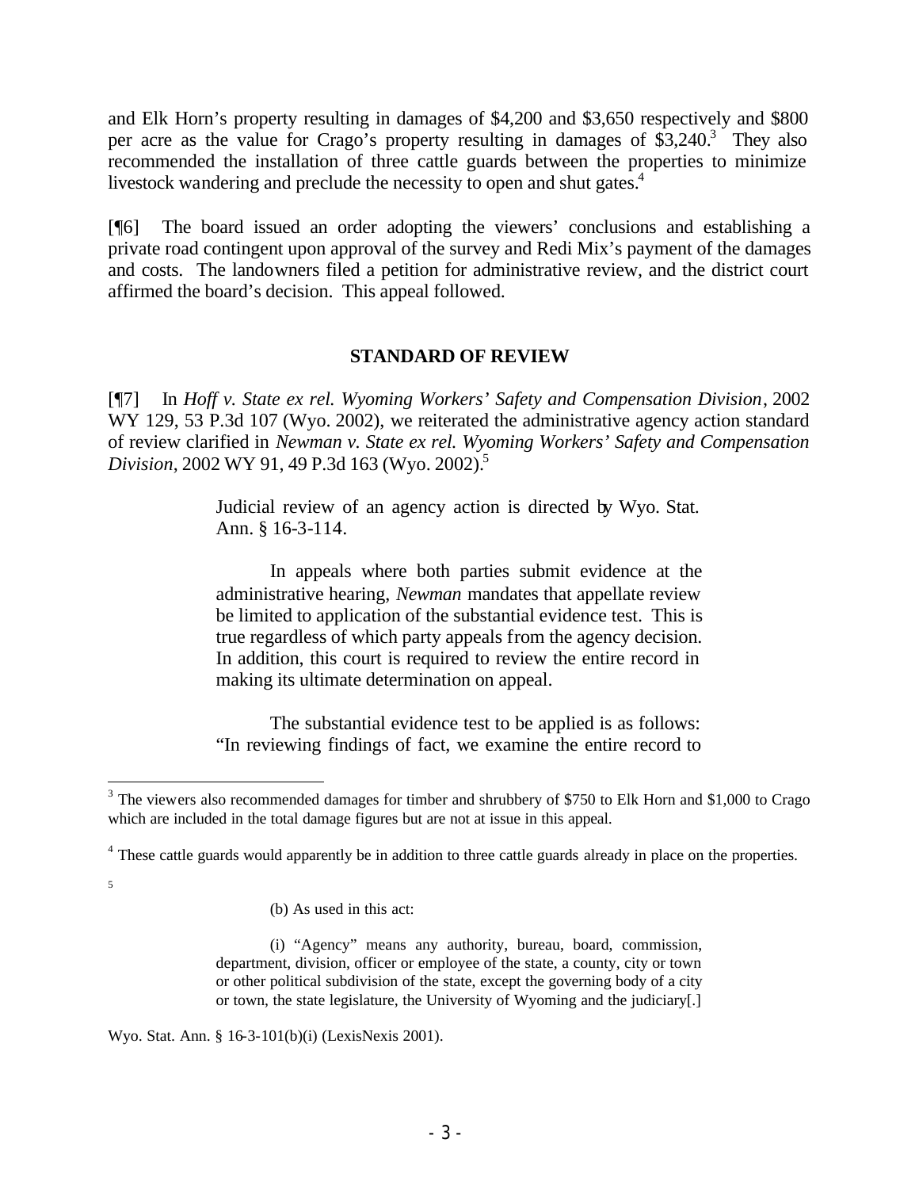and Elk Horn's property resulting in damages of $4,200 and $3,650 respectively and $800 per acre as the value for Crago's property resulting in damages of $3,240.[3] They also recommended the installation of three cattle guards between the properties to minimize livestock wandering and preclude the necessity to open and shut gates.[4]

[¶6] The board issued an order adopting the viewers' conclusions and establishing a private road contingent upon approval of the survey and Redi Mix's payment of the damages and costs. The landowners filed a petition for administrative review, and the district court affirmed the board's decision. This appeal followed.

## STANDARD OF REVIEW

[¶7] In *Hoff v. State ex rel. Wyoming Workers' Safety and Compensation Division*, 2002 WY 129, 53 P.3d 107 (Wyo. 2002), we reiterated the administrative agency action standard of review clarified in *Newman v. State ex rel. Wyoming Workers' Safety and Compensation Division*, 2002 WY 91, 49 P.3d 163 (Wyo. 2002).[5]

> Judicial review of an agency action is directed by Wyo. Stat. Ann. § 16-3-114.
>
> In appeals where both parties submit evidence at the administrative hearing, *Newman* mandates that appellate review be limited to application of the substantial evidence test. This is true regardless of which party appeals from the agency decision. In addition, this court is required to review the entire record in making its ultimate determination on appeal.
>
> The substantial evidence test to be applied is as follows: "In reviewing findings of fact, we examine the entire record to

---

[3] The viewers also recommended damages for timber and shrubbery of $750 to Elk Horn and $1,000 to Crago which are included in the total damage figures but are not at issue in this appeal.

[4] These cattle guards would apparently be in addition to three cattle guards already in place on the properties.

[5]

> (b) As used in this act:
>
> (i) "Agency" means any authority, bureau, board, commission, department, division, officer or employee of the state, a county, city or town or other political subdivision of the state, except the governing body of a city or town, the state legislature, the University of Wyoming and the judiciary[.]

Wyo. Stat. Ann. § 16-3-101(b)(i) (LexisNexis 2001).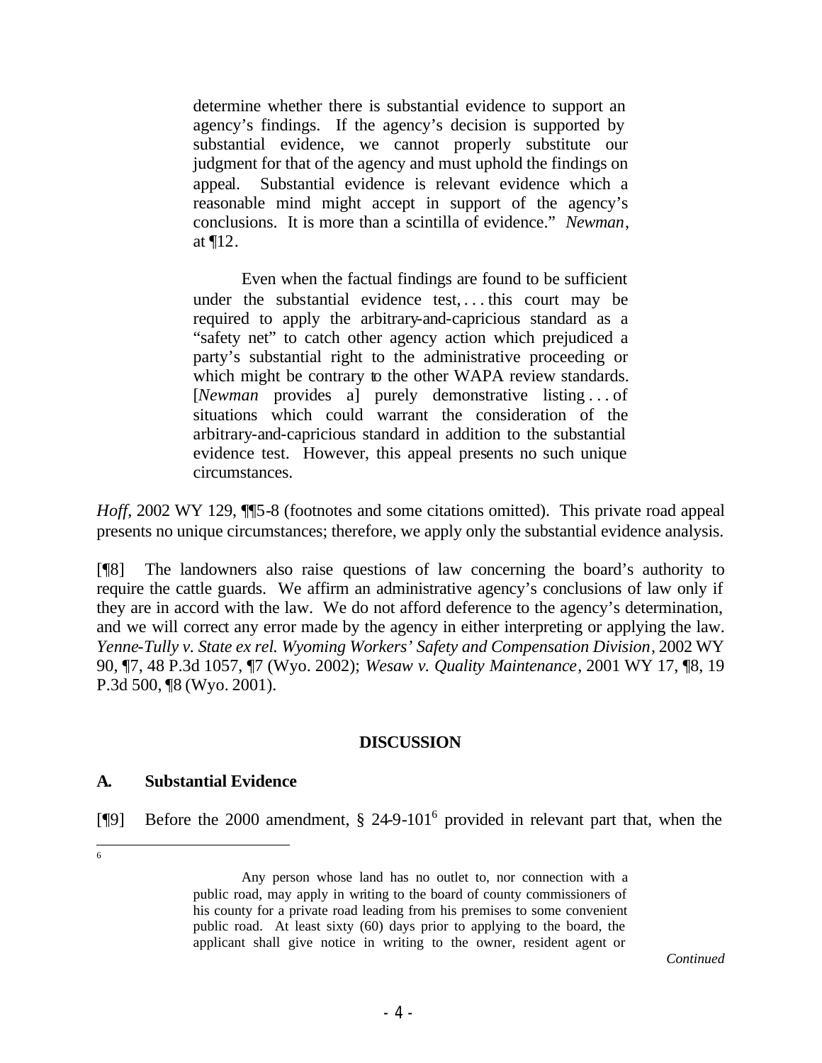> determine whether there is substantial evidence to support an agency's findings. If the agency's decision is supported by substantial evidence, we cannot properly substitute our judgment for that of the agency and must uphold the findings on appeal. Substantial evidence is relevant evidence which a reasonable mind might accept in support of the agency's conclusions. It is more than a scintilla of evidence." *Newman*, at ¶12.
>
> Even when the factual findings are found to be sufficient under the substantial evidence test, . . . this court may be required to apply the arbitrary-and-capricious standard as a "safety net" to catch other agency action which prejudiced a party's substantial right to the administrative proceeding or which might be contrary to the other WAPA review standards. [*Newman* provides a] purely demonstrative listing . . . of situations which could warrant the consideration of the arbitrary-and-capricious standard in addition to the substantial evidence test. However, this appeal presents no such unique circumstances.

*Hoff*, 2002 WY 129, ¶¶5-8 (footnotes and some citations omitted). This private road appeal presents no unique circumstances; therefore, we apply only the substantial evidence analysis.

[¶8] The landowners also raise questions of law concerning the board's authority to require the cattle guards. We affirm an administrative agency's conclusions of law only if they are in accord with the law. We do not afford deference to the agency's determination, and we will correct any error made by the agency in either interpreting or applying the law. *Yenne-Tully v. State ex rel. Wyoming Workers' Safety and Compensation Division*, 2002 WY 90, ¶7, 48 P.3d 1057, ¶7 (Wyo. 2002); *Wesaw v. Quality Maintenance*, 2001 WY 17, ¶8, 19 P.3d 500, ¶8 (Wyo. 2001).

## DISCUSSION

### A. Substantial Evidence

[¶9] Before the 2000 amendment, § 24-9-101[6] provided in relevant part that, when the

---

[6]

> Any person whose land has no outlet to, nor connection with a public road, may apply in writing to the board of county commissioners of his county for a private road leading from his premises to some convenient public road. At least sixty (60) days prior to applying to the board, the applicant shall give notice in writing to the owner, resident agent or

*Continued*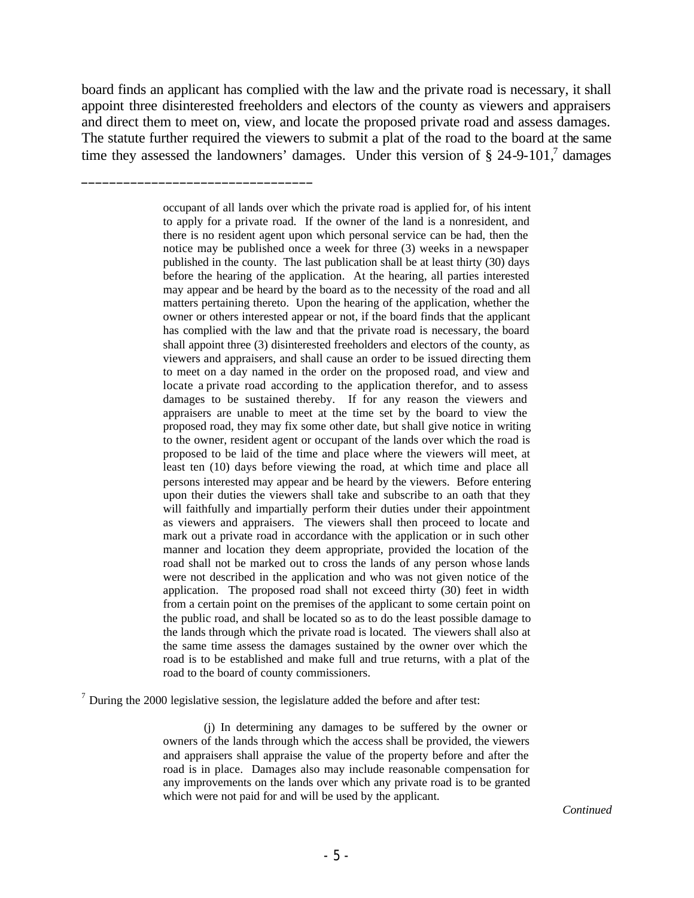board finds an applicant has complied with the law and the private road is necessary, it shall appoint three disinterested freeholders and electors of the county as viewers and appraisers and direct them to meet on, view, and locate the proposed private road and assess damages. The statute further required the viewers to submit a plat of the road to the board at the same time they assessed the landowners' damages. Under this version of § 24-9-101,[7] damages

---

> occupant of all lands over which the private road is applied for, of his intent to apply for a private road. If the owner of the land is a nonresident, and there is no resident agent upon which personal service can be had, then the notice may be published once a week for three (3) weeks in a newspaper published in the county. The last publication shall be at least thirty (30) days before the hearing of the application. At the hearing, all parties interested may appear and be heard by the board as to the necessity of the road and all matters pertaining thereto. Upon the hearing of the application, whether the owner or others interested appear or not, if the board finds that the applicant has complied with the law and that the private road is necessary, the board shall appoint three (3) disinterested freeholders and electors of the county, as viewers and appraisers, and shall cause an order to be issued directing them to meet on a day named in the order on the proposed road, and view and locate a private road according to the application therefor, and to assess damages to be sustained thereby. If for any reason the viewers and appraisers are unable to meet at the time set by the board to view the proposed road, they may fix some other date, but shall give notice in writing to the owner, resident agent or occupant of the lands over which the road is proposed to be laid of the time and place where the viewers will meet, at least ten (10) days before viewing the road, at which time and place all persons interested may appear and be heard by the viewers. Before entering upon their duties the viewers shall take and subscribe to an oath that they will faithfully and impartially perform their duties under their appointment as viewers and appraisers. The viewers shall then proceed to locate and mark out a private road in accordance with the application or in such other manner and location they deem appropriate, provided the location of the road shall not be marked out to cross the lands of any person whose lands were not described in the application and who was not given notice of the application. The proposed road shall not exceed thirty (30) feet in width from a certain point on the premises of the applicant to some certain point on the public road, and shall be located so as to do the least possible damage to the lands through which the private road is located. The viewers shall also at the same time assess the damages sustained by the owner over which the road is to be established and make full and true returns, with a plat of the road to the board of county commissioners.

[7] During the 2000 legislative session, the legislature added the before and after test:

> (j) In determining any damages to be suffered by the owner or owners of the lands through which the access shall be provided, the viewers and appraisers shall appraise the value of the property before and after the road is in place. Damages also may include reasonable compensation for any improvements on the lands over which any private road is to be granted which were not paid for and will be used by the applicant.

*Continued*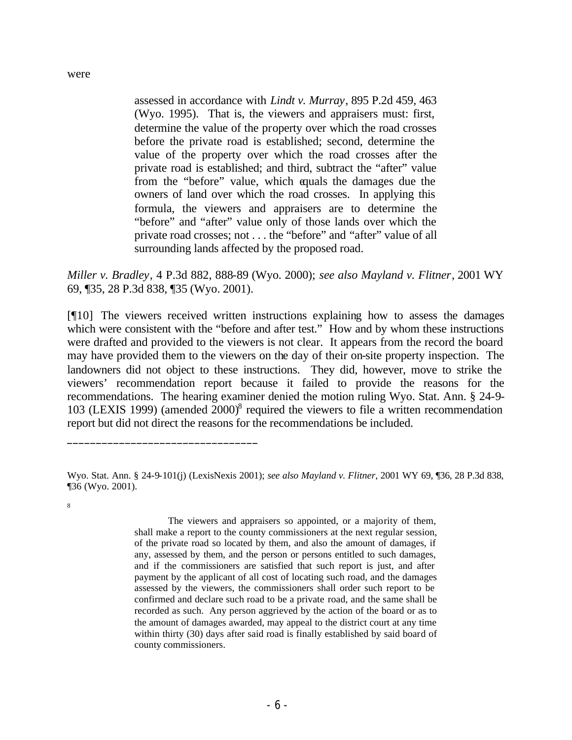were

> assessed in accordance with *Lindt v. Murray*, 895 P.2d 459, 463 (Wyo. 1995). That is, the viewers and appraisers must: first, determine the value of the property over which the road crosses before the private road is established; second, determine the value of the property over which the road crosses after the private road is established; and third, subtract the "after" value from the "before" value, which equals the damages due the owners of land over which the road crosses. In applying this formula, the viewers and appraisers are to determine the "before" and "after" value only of those lands over which the private road crosses; not . . . the "before" and "after" value of all surrounding lands affected by the proposed road.

*Miller v. Bradley*, 4 P.3d 882, 888-89 (Wyo. 2000); *see also Mayland v. Flitner*, 2001 WY 69, ¶35, 28 P.3d 838, ¶35 (Wyo. 2001).

[¶10] The viewers received written instructions explaining how to assess the damages which were consistent with the "before and after test." How and by whom these instructions were drafted and provided to the viewers is not clear. It appears from the record the board may have provided them to the viewers on the day of their on-site property inspection. The landowners did not object to these instructions. They did, however, move to strike the viewers' recommendation report because it failed to provide the reasons for the recommendations. The hearing examiner denied the motion ruling Wyo. Stat. Ann. § 24-9-103 (LEXIS 1999) (amended 2000)[8] required the viewers to file a written recommendation report but did not direct the reasons for the recommendations be included.

---

Wyo. Stat. Ann. § 24-9-101(j) (LexisNexis 2001); *see also Mayland v. Flitner*, 2001 WY 69, ¶36, 28 P.3d 838, ¶36 (Wyo. 2001).

[8]

> The viewers and appraisers so appointed, or a majority of them, shall make a report to the county commissioners at the next regular session, of the private road so located by them, and also the amount of damages, if any, assessed by them, and the person or persons entitled to such damages, and if the commissioners are satisfied that such report is just, and after payment by the applicant of all cost of locating such road, and the damages assessed by the viewers, the commissioners shall order such report to be confirmed and declare such road to be a private road, and the same shall be recorded as such. Any person aggrieved by the action of the board or as to the amount of damages awarded, may appeal to the district court at any time within thirty (30) days after said road is finally established by said board of county commissioners.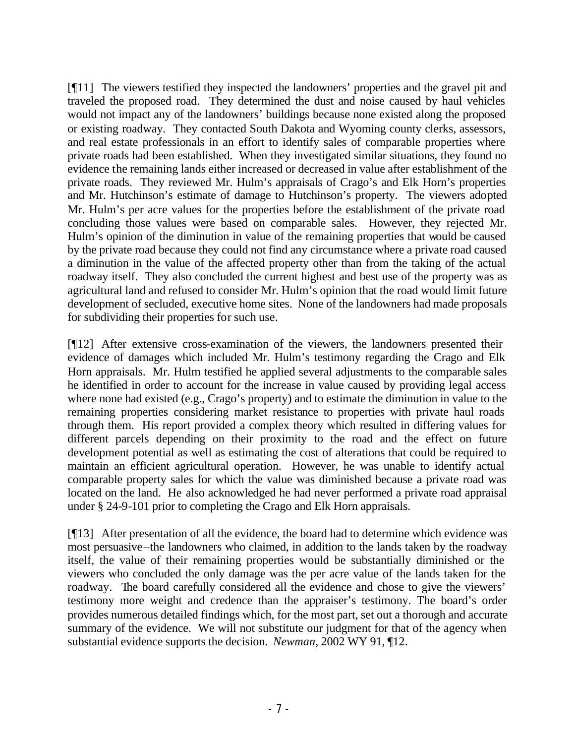[¶11] The viewers testified they inspected the landowners' properties and the gravel pit and traveled the proposed road. They determined the dust and noise caused by haul vehicles would not impact any of the landowners' buildings because none existed along the proposed or existing roadway. They contacted South Dakota and Wyoming county clerks, assessors, and real estate professionals in an effort to identify sales of comparable properties where private roads had been established. When they investigated similar situations, they found no evidence the remaining lands either increased or decreased in value after establishment of the private roads. They reviewed Mr. Hulm's appraisals of Crago's and Elk Horn's properties and Mr. Hutchinson's estimate of damage to Hutchinson's property. The viewers adopted Mr. Hulm's per acre values for the properties before the establishment of the private road concluding those values were based on comparable sales. However, they rejected Mr. Hulm's opinion of the diminution in value of the remaining properties that would be caused by the private road because they could not find any circumstance where a private road caused a diminution in the value of the affected property other than from the taking of the actual roadway itself. They also concluded the current highest and best use of the property was as agricultural land and refused to consider Mr. Hulm's opinion that the road would limit future development of secluded, executive home sites. None of the landowners had made proposals for subdividing their properties for such use.

[¶12] After extensive cross-examination of the viewers, the landowners presented their evidence of damages which included Mr. Hulm's testimony regarding the Crago and Elk Horn appraisals. Mr. Hulm testified he applied several adjustments to the comparable sales he identified in order to account for the increase in value caused by providing legal access where none had existed (e.g., Crago's property) and to estimate the diminution in value to the remaining properties considering market resistance to properties with private haul roads through them. His report provided a complex theory which resulted in differing values for different parcels depending on their proximity to the road and the effect on future development potential as well as estimating the cost of alterations that could be required to maintain an efficient agricultural operation. However, he was unable to identify actual comparable property sales for which the value was diminished because a private road was located on the land. He also acknowledged he had never performed a private road appraisal under § 24-9-101 prior to completing the Crago and Elk Horn appraisals.

[¶13] After presentation of all the evidence, the board had to determine which evidence was most persuasive–the landowners who claimed, in addition to the lands taken by the roadway itself, the value of their remaining properties would be substantially diminished or the viewers who concluded the only damage was the per acre value of the lands taken for the roadway. The board carefully considered all the evidence and chose to give the viewers' testimony more weight and credence than the appraiser's testimony. The board's order provides numerous detailed findings which, for the most part, set out a thorough and accurate summary of the evidence. We will not substitute our judgment for that of the agency when substantial evidence supports the decision. *Newman*, 2002 WY 91, ¶12.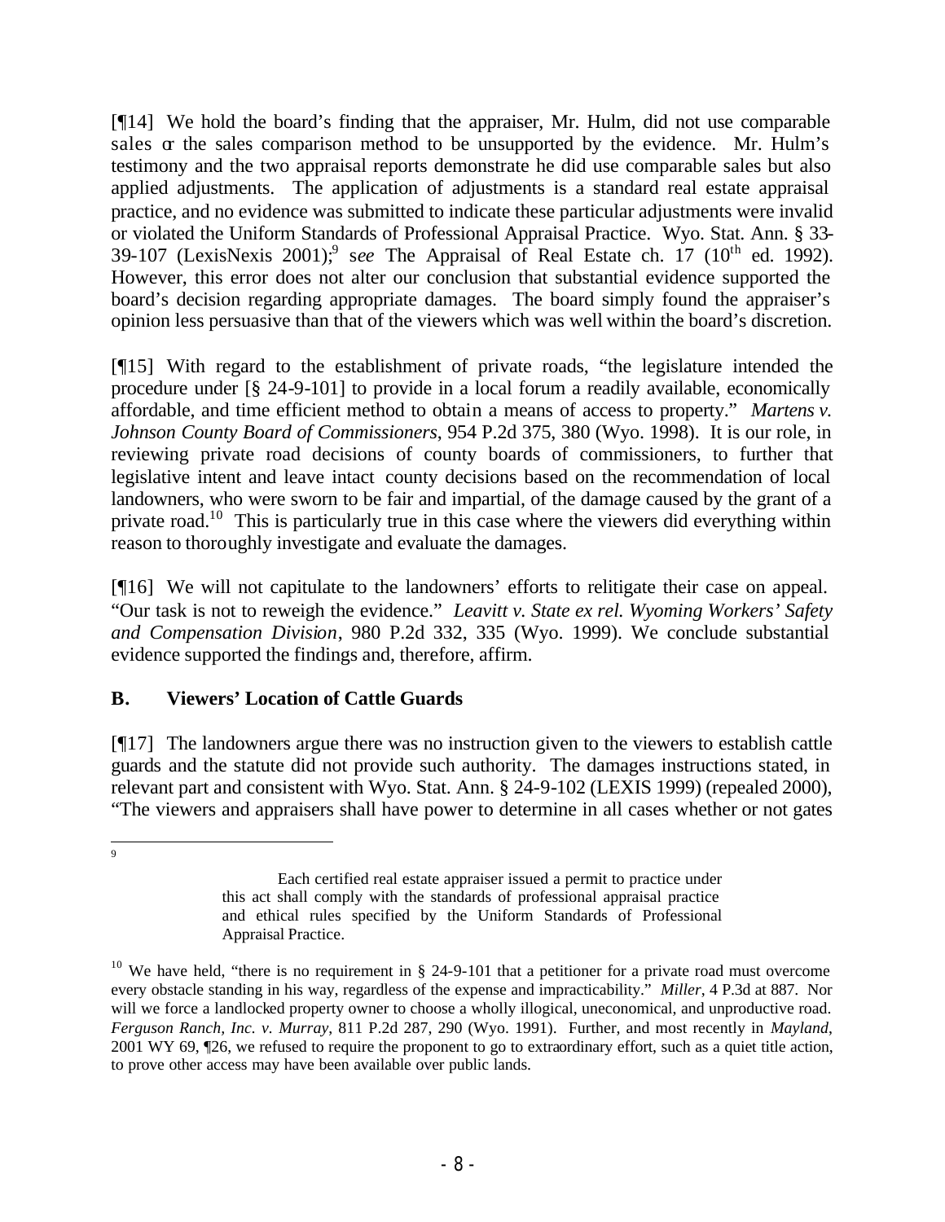[¶14] We hold the board's finding that the appraiser, Mr. Hulm, did not use comparable sales or the sales comparison method to be unsupported by the evidence. Mr. Hulm's testimony and the two appraisal reports demonstrate he did use comparable sales but also applied adjustments. The application of adjustments is a standard real estate appraisal practice, and no evidence was submitted to indicate these particular adjustments were invalid or violated the Uniform Standards of Professional Appraisal Practice. Wyo. Stat. Ann. § 33-39-107 (LexisNexis 2001);[9] *see* The Appraisal of Real Estate ch. 17 (10th ed. 1992). However, this error does not alter our conclusion that substantial evidence supported the board's decision regarding appropriate damages. The board simply found the appraiser's opinion less persuasive than that of the viewers which was well within the board's discretion.

[¶15] With regard to the establishment of private roads, "the legislature intended the procedure under [§ 24-9-101] to provide in a local forum a readily available, economically affordable, and time efficient method to obtain a means of access to property." *Martens v. Johnson County Board of Commissioners*, 954 P.2d 375, 380 (Wyo. 1998). It is our role, in reviewing private road decisions of county boards of commissioners, to further that legislative intent and leave intact county decisions based on the recommendation of local landowners, who were sworn to be fair and impartial, of the damage caused by the grant of a private road.[10] This is particularly true in this case where the viewers did everything within reason to thoroughly investigate and evaluate the damages.

[¶16] We will not capitulate to the landowners' efforts to relitigate their case on appeal. "Our task is not to reweigh the evidence." *Leavitt v. State ex rel. Wyoming Workers' Safety and Compensation Division*, 980 P.2d 332, 335 (Wyo. 1999). We conclude substantial evidence supported the findings and, therefore, affirm.

### B. Viewers' Location of Cattle Guards

[¶17] The landowners argue there was no instruction given to the viewers to establish cattle guards and the statute did not provide such authority. The damages instructions stated, in relevant part and consistent with Wyo. Stat. Ann. § 24-9-102 (LEXIS 1999) (repealed 2000), "The viewers and appraisers shall have power to determine in all cases whether or not gates

---

[9]

> Each certified real estate appraiser issued a permit to practice under this act shall comply with the standards of professional appraisal practice and ethical rules specified by the Uniform Standards of Professional Appraisal Practice.

[10] We have held, "there is no requirement in § 24-9-101 that a petitioner for a private road must overcome every obstacle standing in his way, regardless of the expense and impracticability." *Miller*, 4 P.3d at 887. Nor will we force a landlocked property owner to choose a wholly illogical, uneconomical, and unproductive road. *Ferguson Ranch, Inc. v. Murray*, 811 P.2d 287, 290 (Wyo. 1991). Further, and most recently in *Mayland*, 2001 WY 69, ¶26, we refused to require the proponent to go to extraordinary effort, such as a quiet title action, to prove other access may have been available over public lands.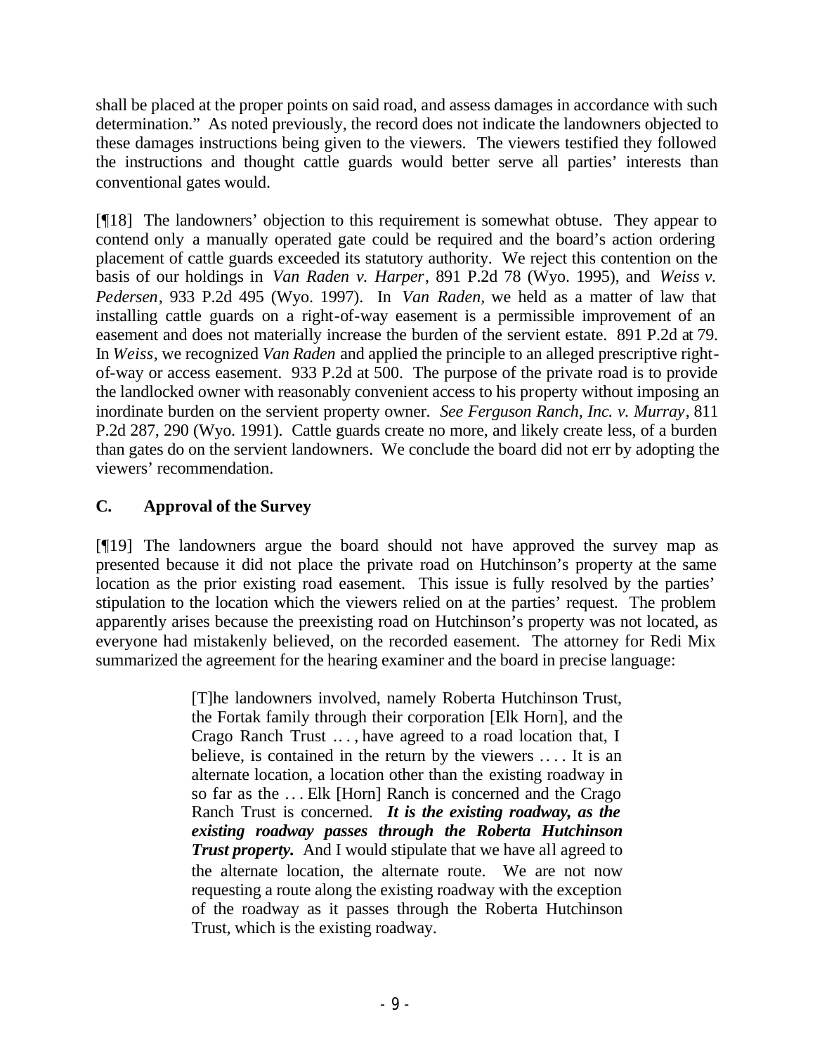shall be placed at the proper points on said road, and assess damages in accordance with such determination." As noted previously, the record does not indicate the landowners objected to these damages instructions being given to the viewers. The viewers testified they followed the instructions and thought cattle guards would better serve all parties' interests than conventional gates would.

[¶18] The landowners' objection to this requirement is somewhat obtuse. They appear to contend only a manually operated gate could be required and the board's action ordering placement of cattle guards exceeded its statutory authority. We reject this contention on the basis of our holdings in *Van Raden v. Harper*, 891 P.2d 78 (Wyo. 1995), and *Weiss v. Pedersen*, 933 P.2d 495 (Wyo. 1997). In *Van Raden,* we held as a matter of law that installing cattle guards on a right-of-way easement is a permissible improvement of an easement and does not materially increase the burden of the servient estate. 891 P.2d at 79. In *Weiss*, we recognized *Van Raden* and applied the principle to an alleged prescriptive right-of-way or access easement. 933 P.2d at 500. The purpose of the private road is to provide the landlocked owner with reasonably convenient access to his property without imposing an inordinate burden on the servient property owner. *See Ferguson Ranch, Inc. v. Murray*, 811 P.2d 287, 290 (Wyo. 1991). Cattle guards create no more, and likely create less, of a burden than gates do on the servient landowners. We conclude the board did not err by adopting the viewers' recommendation.

## C. Approval of the Survey

[¶19] The landowners argue the board should not have approved the survey map as presented because it did not place the private road on Hutchinson's property at the same location as the prior existing road easement. This issue is fully resolved by the parties' stipulation to the location which the viewers relied on at the parties' request. The problem apparently arises because the preexisting road on Hutchinson's property was not located, as everyone had mistakenly believed, on the recorded easement. The attorney for Redi Mix summarized the agreement for the hearing examiner and the board in precise language:

> [T]he landowners involved, namely Roberta Hutchinson Trust, the Fortak family through their corporation [Elk Horn], and the Crago Ranch Trust . . . , have agreed to a road location that, I believe, is contained in the return by the viewers . . . . It is an alternate location, a location other than the existing roadway in so far as the . . . Elk [Horn] Ranch is concerned and the Crago Ranch Trust is concerned. ***It is the existing roadway, as the existing roadway passes through the Roberta Hutchinson Trust property.*** And I would stipulate that we have all agreed to the alternate location, the alternate route. We are not now requesting a route along the existing roadway with the exception of the roadway as it passes through the Roberta Hutchinson Trust, which is the existing roadway.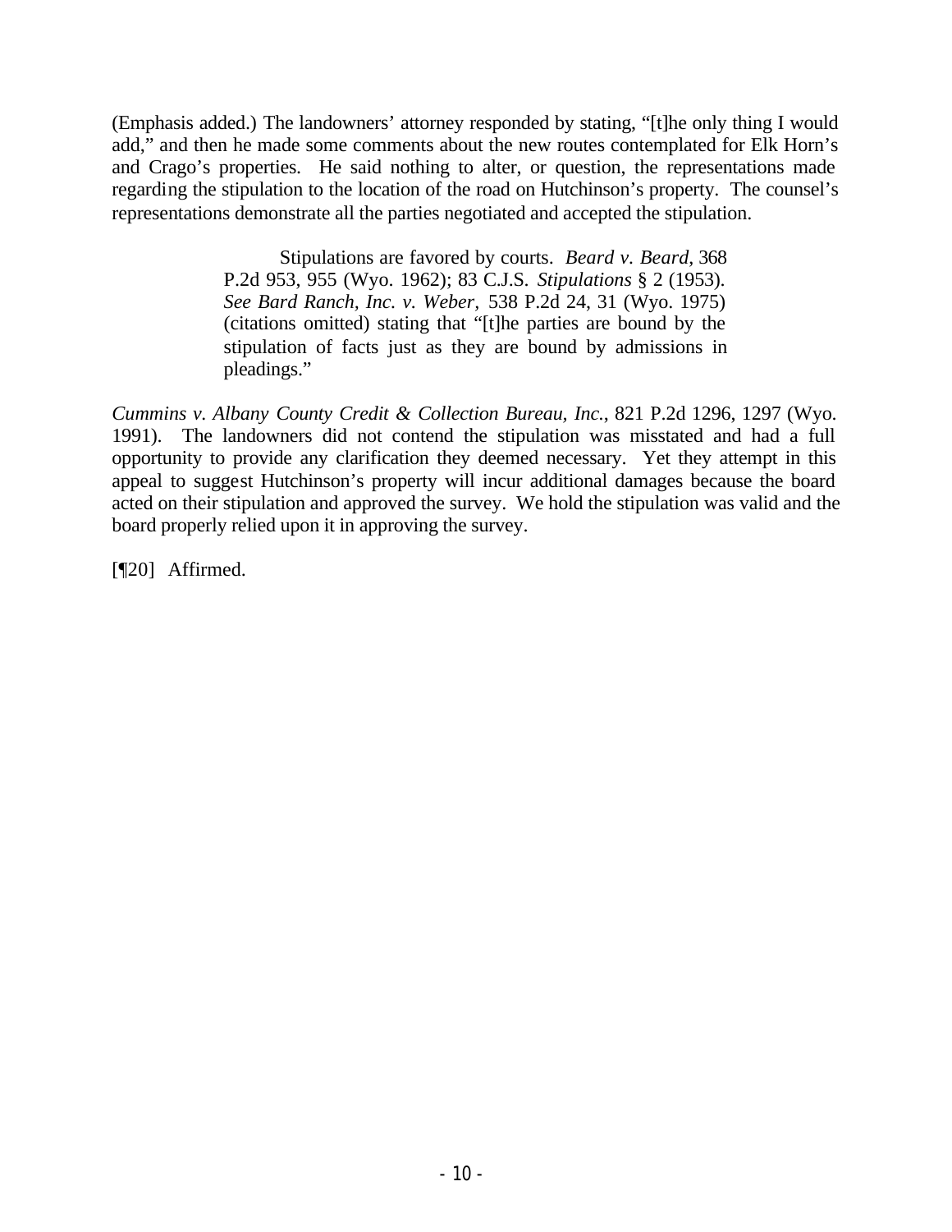(Emphasis added.) The landowners' attorney responded by stating, "[t]he only thing I would add," and then he made some comments about the new routes contemplated for Elk Horn's and Crago's properties. He said nothing to alter, or question, the representations made regarding the stipulation to the location of the road on Hutchinson's property. The counsel's representations demonstrate all the parties negotiated and accepted the stipulation.

> Stipulations are favored by courts. *Beard v. Beard*, 368 P.2d 953, 955 (Wyo. 1962); 83 C.J.S. *Stipulations* § 2 (1953). *See Bard Ranch, Inc. v. Weber*, 538 P.2d 24, 31 (Wyo. 1975) (citations omitted) stating that "[t]he parties are bound by the stipulation of facts just as they are bound by admissions in pleadings."

*Cummins v. Albany County Credit & Collection Bureau, Inc.*, 821 P.2d 1296, 1297 (Wyo. 1991). The landowners did not contend the stipulation was misstated and had a full opportunity to provide any clarification they deemed necessary. Yet they attempt in this appeal to suggest Hutchinson's property will incur additional damages because the board acted on their stipulation and approved the survey. We hold the stipulation was valid and the board properly relied upon it in approving the survey.

[¶20] Affirmed.